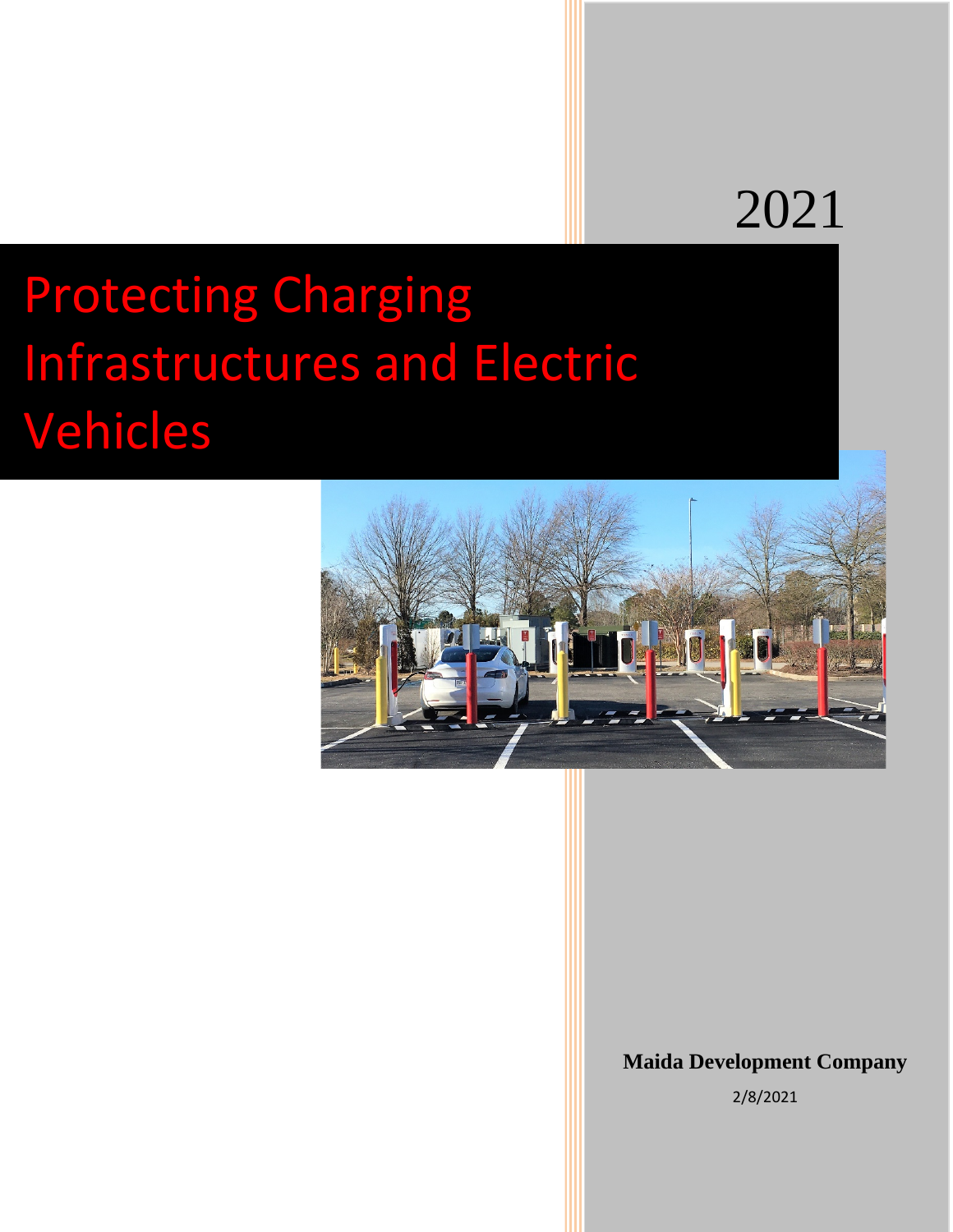2021

# Protecting Charging Infrastructures and Electric Vehicles

**Maida Development Company**

2/8/2021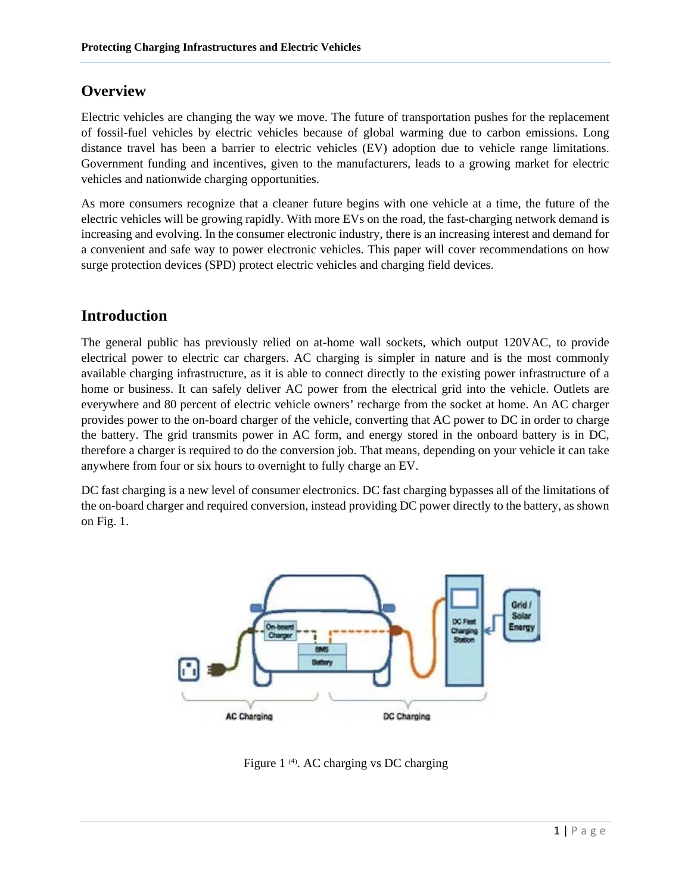## Overview

Electric vehicles are changing the way we move. The future of transportation pushes for the replacement of fossil-fuel vehicles by electric vehicles because of global warming due to carbon emissions. Long distance travel has been a barrier to electric vehicles (EV) adoption due to vehicle range limitations. Government funding and incentives, given to the manufacturers, leads to a growing market for electric vehicles and nationwide charging opportunities.

As more consumers recognize that a cleaner future begins with one vehicle at a time, the future of the electric vehicles will be growing rapidly. With more EVs on the road, the fast-charging network demand is increasing and evolving. In the consumer electronic industry, there is an increasing interest and demand for a convenient and safe way to power electronic vehicles. This paper will cover recommendations on how surge protection devices (SPD) protect electric vehicles and charging field devices.

## Introduction

The general public has previously relied on at-home wall sockets, which output 120VAC, to provide electrical power to electric car chargers. AC charging is simpler in nature and is the most commonly available charging infrastructure, as it is able to connect directly to the existing power infrastructure of a home or business. It can safely deliver AC power from the electrical grid into the vehicle. Outlets are everywhere and 80 percent of electric vehicle owners' recharge from the socket at home. An AC charger provides power to the on-board charger of the vehicle, converting that AC power to DC in order to charge the battery. The grid transmits power in AC form, and energy stored in the onboard battery is in DC, therefore a charger is required to do the conversion job. That means, depending on your vehicle it can take anywhere from four or six hours to overnight to fully charge an EV.

DC fast charging is a new level of consumer electronics. DC fast charging bypasses all of the limitations of the on-board charger and required conversion, instead providing DC power directly to the battery, as shown on Fig. 1.

Figure 1 [4]. AC charging vs DC charging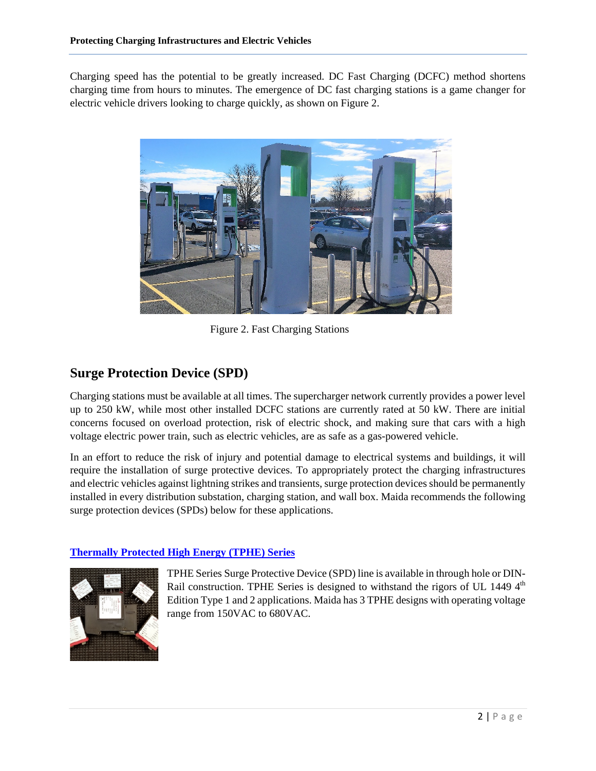Charging speed has the potential to be greatly increased. DC Fast Charging (DCFC) method shortens charging time from hours to minutes. The emergence of DC fast charging stations is a game changer for electric vehicle drivers looking to charge quickly, as shown on Figure 2.

Figure 2. Fast Charging Stations

## Surge Protection Device (SPD)

Charging stations must be available at all times. The supercharger network currently provides a power level up to 250 kW, while most other installed DCFC stations are currently rated at 50 kW. There are initial concerns focused on overload protection, risk of electric shock, and making sure that cars with a high voltage electric power train, such as electric vehicles, are as safe as a gas-powered vehicle.

In an effort to reduce the risk of injury and potential damage to electrical systems and buildings, it will require the installation of surge protective devices. To appropriately protect the charging infrastructures and electric vehicles against lightning strikes and transients, surge protection devices should be permanently installed in every distribution substation, charging station, and wall box. Maida recommends the following surge protection devices (SPDs) below for these applications.

### Thermally Protected High Energy (TPHE) Series

TPHE Series Surge Protective Device (SPD) line is available in through hole or DIN-Rail construction. TPHE Series is designed to withstand the rigors of UL 1449 4th Edition Type 1 and 2 applications. Maida has 3 TPHE designs with operating voltage range from 150VAC to 680VAC.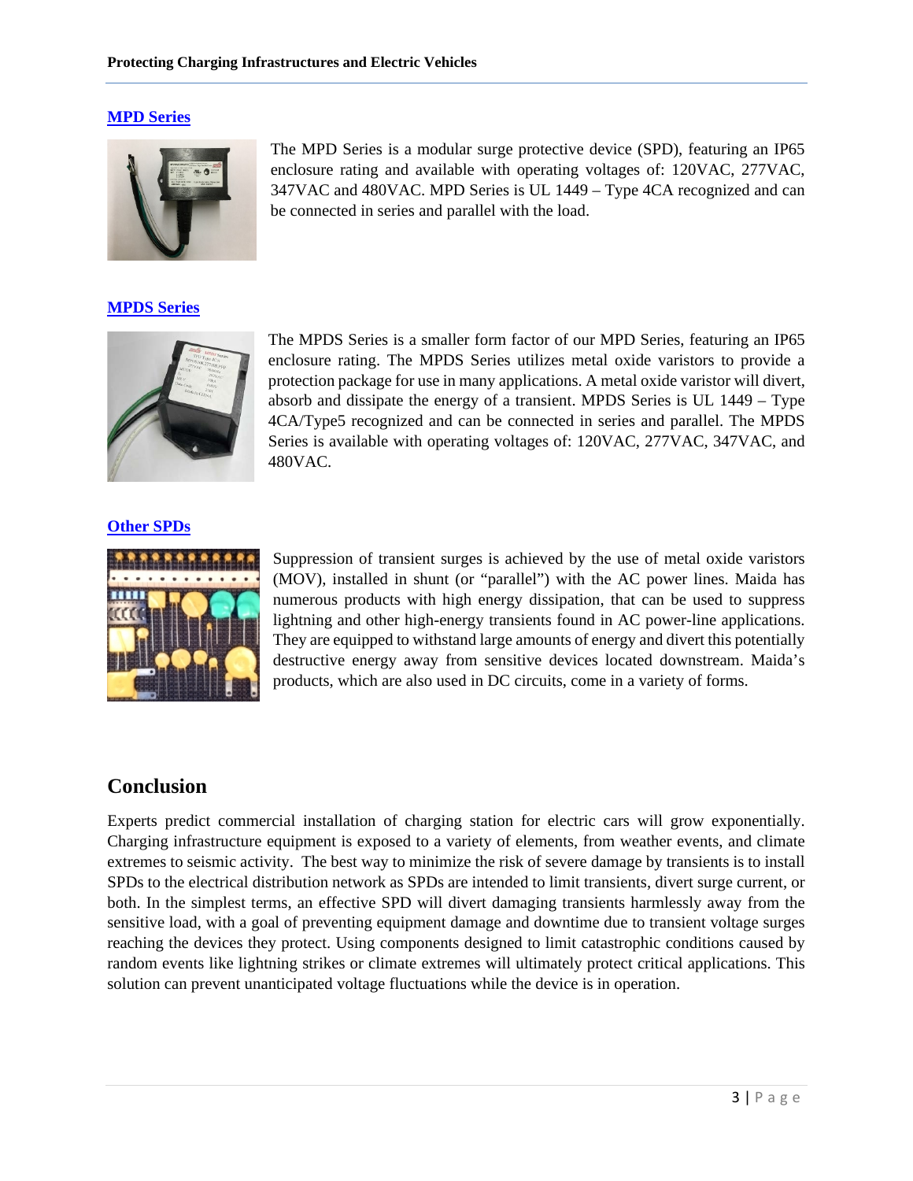### [MPD Series]

The MPD Series is a modular surge protective device (SPD), featuring an IP65 enclosure rating and available with operating voltages of: 120VAC, 277VAC, 347VAC and 480VAC. MPD Series is UL 1449 – Type 4CA recognized and can be connected in series and parallel with the load.

### [MPDS Series]

The MPDS Series is a smaller form factor of our MPD Series, featuring an IP65 enclosure rating. The MPDS Series utilizes metal oxide varistors to provide a protection package for use in many applications. A metal oxide varistor will divert, absorb and dissipate the energy of a transient. MPDS Series is UL 1449 – Type 4CA/Type5 recognized and can be connected in series and parallel. The MPDS Series is available with operating voltages of: 120VAC, 277VAC, 347VAC, and 480VAC.

### [Other SPDs]

Suppression of transient surges is achieved by the use of metal oxide varistors (MOV), installed in shunt (or "parallel") with the AC power lines. Maida has numerous products with high energy dissipation, that can be used to suppress lightning and other high-energy transients found in AC power-line applications. They are equipped to withstand large amounts of energy and divert this potentially destructive energy away from sensitive devices located downstream. Maida's products, which are also used in DC circuits, come in a variety of forms.

## Conclusion

Experts predict commercial installation of charging station for electric cars will grow exponentially. Charging infrastructure equipment is exposed to a variety of elements, from weather events, and climate extremes to seismic activity. The best way to minimize the risk of severe damage by transients is to install SPDs to the electrical distribution network as SPDs are intended to limit transients, divert surge current, or both. In the simplest terms, an effective SPD will divert damaging transients harmlessly away from the sensitive load, with a goal of preventing equipment damage and downtime due to transient voltage surges reaching the devices they protect. Using components designed to limit catastrophic conditions caused by random events like lightning strikes or climate extremes will ultimately protect critical applications. This solution can prevent unanticipated voltage fluctuations while the device is in operation.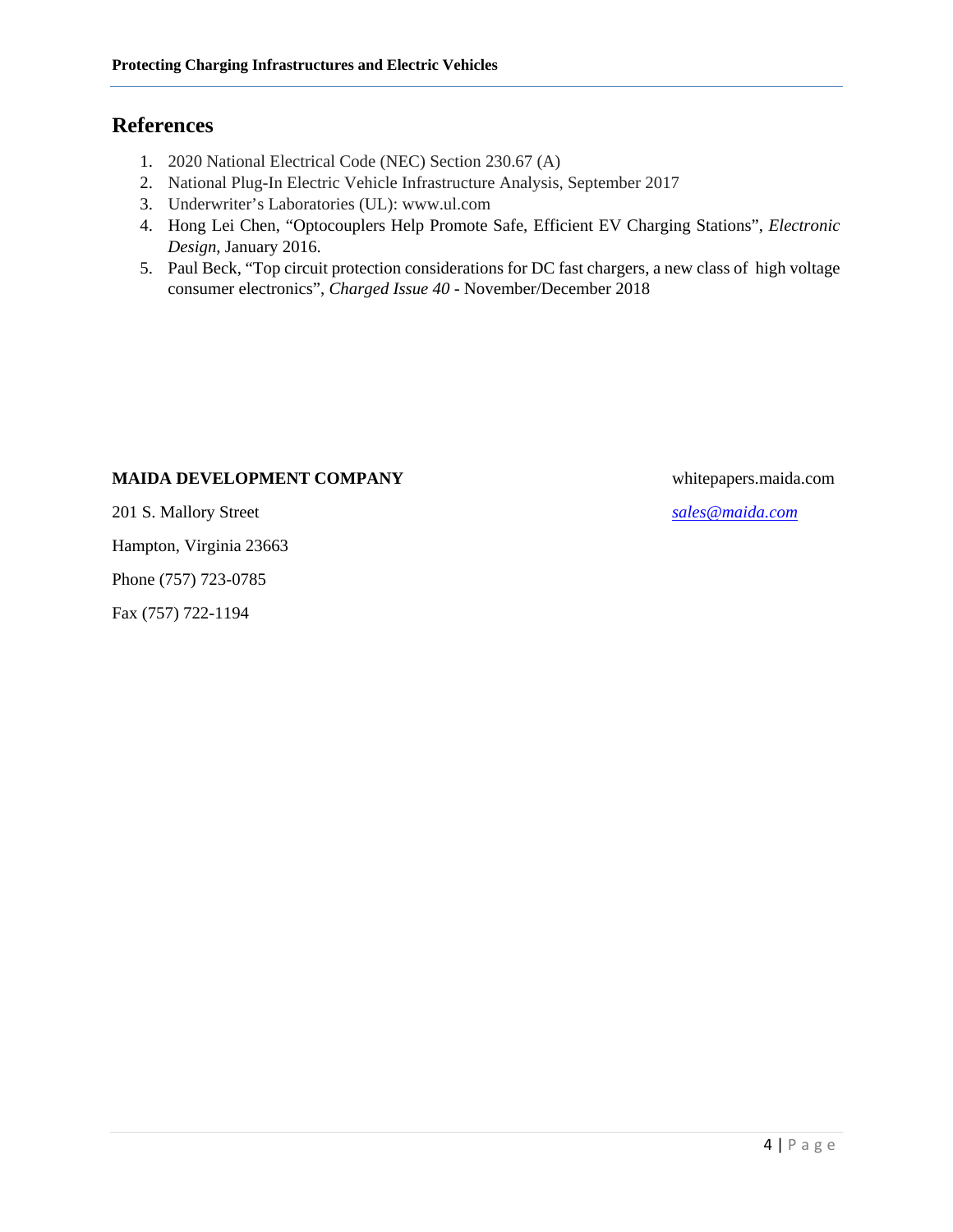## References

1. 2020 National Electrical Code (NEC) Section 230.67 (A)
2. National Plug-In Electric Vehicle Infrastructure Analysis, September 2017
3. Underwriter's Laboratories (UL): www.ul.com
4. Hong Lei Chen, "Optocouplers Help Promote Safe, Efficient EV Charging Stations", *Electronic Design*, January 2016.
5. Paul Beck, "Top circuit protection considerations for DC fast chargers, a new class of high voltage consumer electronics", *Charged Issue 40* - November/December 2018

**MAIDA DEVELOPMENT COMPANY**

201 S. Mallory Street

Hampton, Virginia 23663

Phone (757) 723-0785

Fax (757) 722-1194

whitepapers.maida.com

*sales@maida.com*